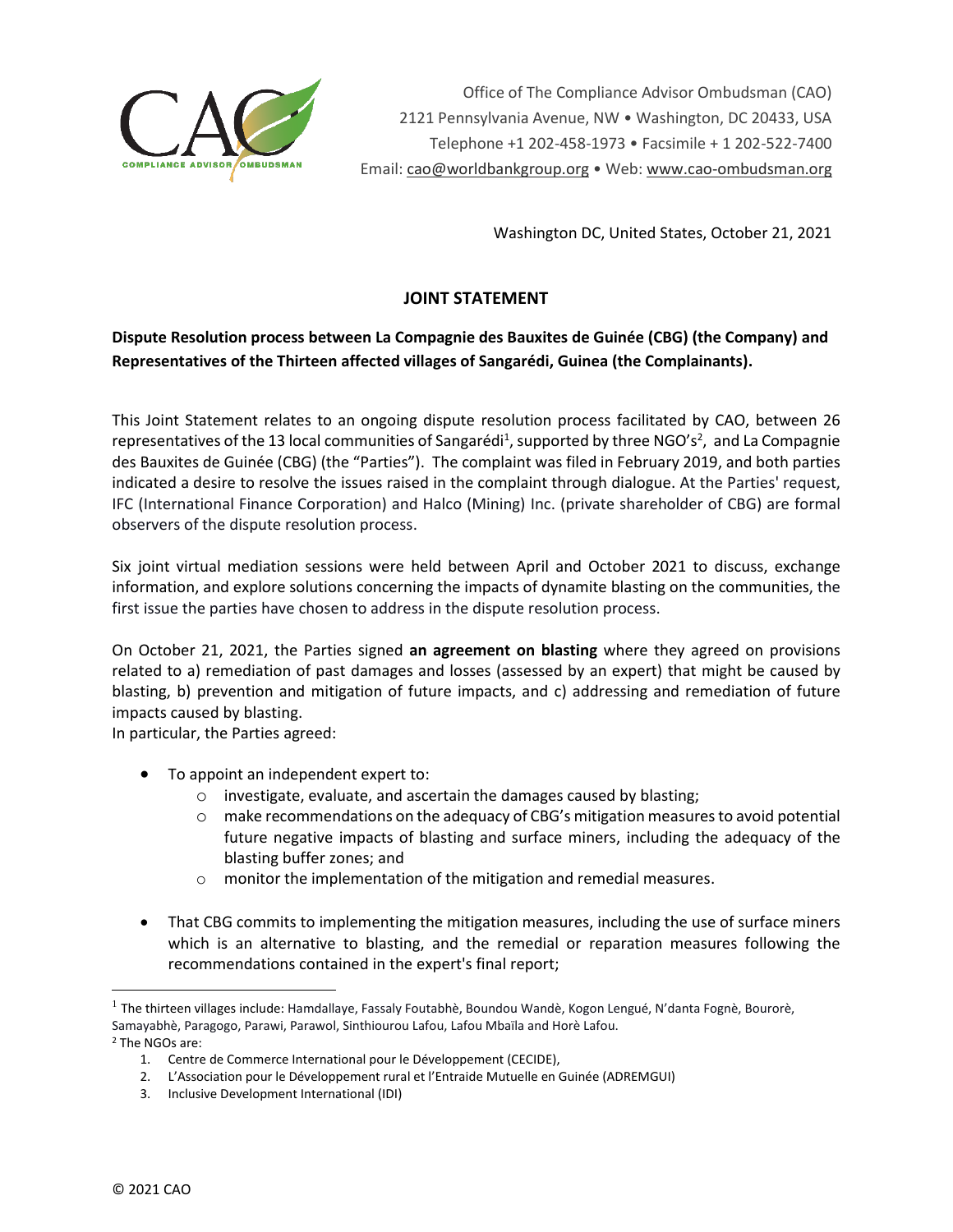Office of The Compliance Advisor Ombudsman (CAO)
2121 Pennsylvania Avenue, NW • Washington, DC 20433, USA
Telephone +1 202-458-1973 • Facsimile + 1 202-522-7400
Email: cao@worldbankgroup.org • Web: www.cao-ombudsman.org

Washington DC, United States, October 21, 2021

# JOINT STATEMENT

**Dispute Resolution process between La Compagnie des Bauxites de Guinée (CBG) (the Company) and Representatives of the Thirteen affected villages of Sangarédi, Guinea (the Complainants).**

This Joint Statement relates to an ongoing dispute resolution process facilitated by CAO, between 26 representatives of the 13 local communities of Sangarédi[1], supported by three NGO's[2], and La Compagnie des Bauxites de Guinée (CBG) (the "Parties"). The complaint was filed in February 2019, and both parties indicated a desire to resolve the issues raised in the complaint through dialogue. At the Parties' request, IFC (International Finance Corporation) and Halco (Mining) Inc. (private shareholder of CBG) are formal observers of the dispute resolution process.

Six joint virtual mediation sessions were held between April and October 2021 to discuss, exchange information, and explore solutions concerning the impacts of dynamite blasting on the communities, the first issue the parties have chosen to address in the dispute resolution process.

On October 21, 2021, the Parties signed **an agreement on blasting** where they agreed on provisions related to a) remediation of past damages and losses (assessed by an expert) that might be caused by blasting, b) prevention and mitigation of future impacts, and c) addressing and remediation of future impacts caused by blasting.
In particular, the Parties agreed:

- To appoint an independent expert to:
  - investigate, evaluate, and ascertain the damages caused by blasting;
  - make recommendations on the adequacy of CBG's mitigation measures to avoid potential future negative impacts of blasting and surface miners, including the adequacy of the blasting buffer zones; and
  - monitor the implementation of the mitigation and remedial measures.
- That CBG commits to implementing the mitigation measures, including the use of surface miners which is an alternative to blasting, and the remedial or reparation measures following the recommendations contained in the expert's final report;

---

[1] The thirteen villages include: Hamdallaye, Fassaly Foutabhè, Boundou Wandè, Kogon Lengué, N'danta Fognè, Bourorè, Samayabhè, Paragogo, Parawi, Parawol, Sinthiourou Lafou, Lafou Mbaïla and Horè Lafou.

[2] The NGOs are:

1. Centre de Commerce International pour le Développement (CECIDE),
2. L'Association pour le Développement rural et l'Entraide Mutuelle en Guinée (ADREMGUI)
3. Inclusive Development International (IDI)

© 2021 CAO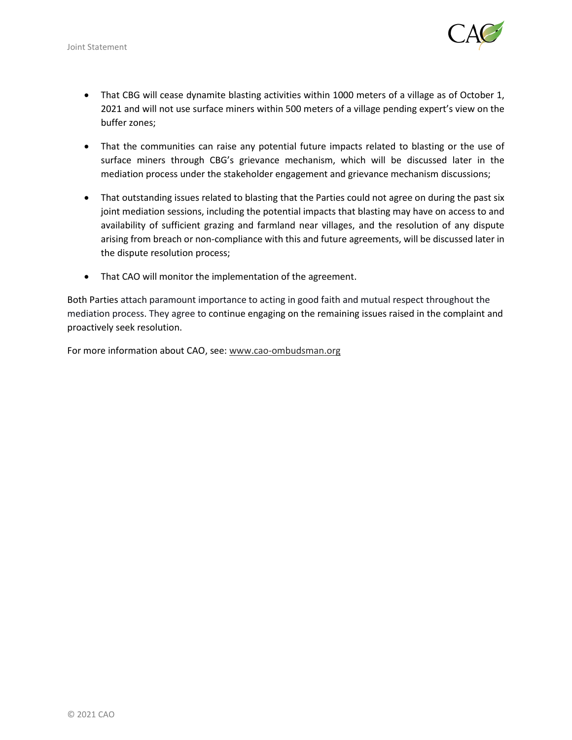- That CBG will cease dynamite blasting activities within 1000 meters of a village as of October 1, 2021 and will not use surface miners within 500 meters of a village pending expert's view on the buffer zones;
- That the communities can raise any potential future impacts related to blasting or the use of surface miners through CBG's grievance mechanism, which will be discussed later in the mediation process under the stakeholder engagement and grievance mechanism discussions;
- That outstanding issues related to blasting that the Parties could not agree on during the past six joint mediation sessions, including the potential impacts that blasting may have on access to and availability of sufficient grazing and farmland near villages, and the resolution of any dispute arising from breach or non-compliance with this and future agreements, will be discussed later in the dispute resolution process;
- That CAO will monitor the implementation of the agreement.

Both Parties attach paramount importance to acting in good faith and mutual respect throughout the mediation process. They agree to continue engaging on the remaining issues raised in the complaint and proactively seek resolution.

For more information about CAO, see: www.cao-ombudsman.org